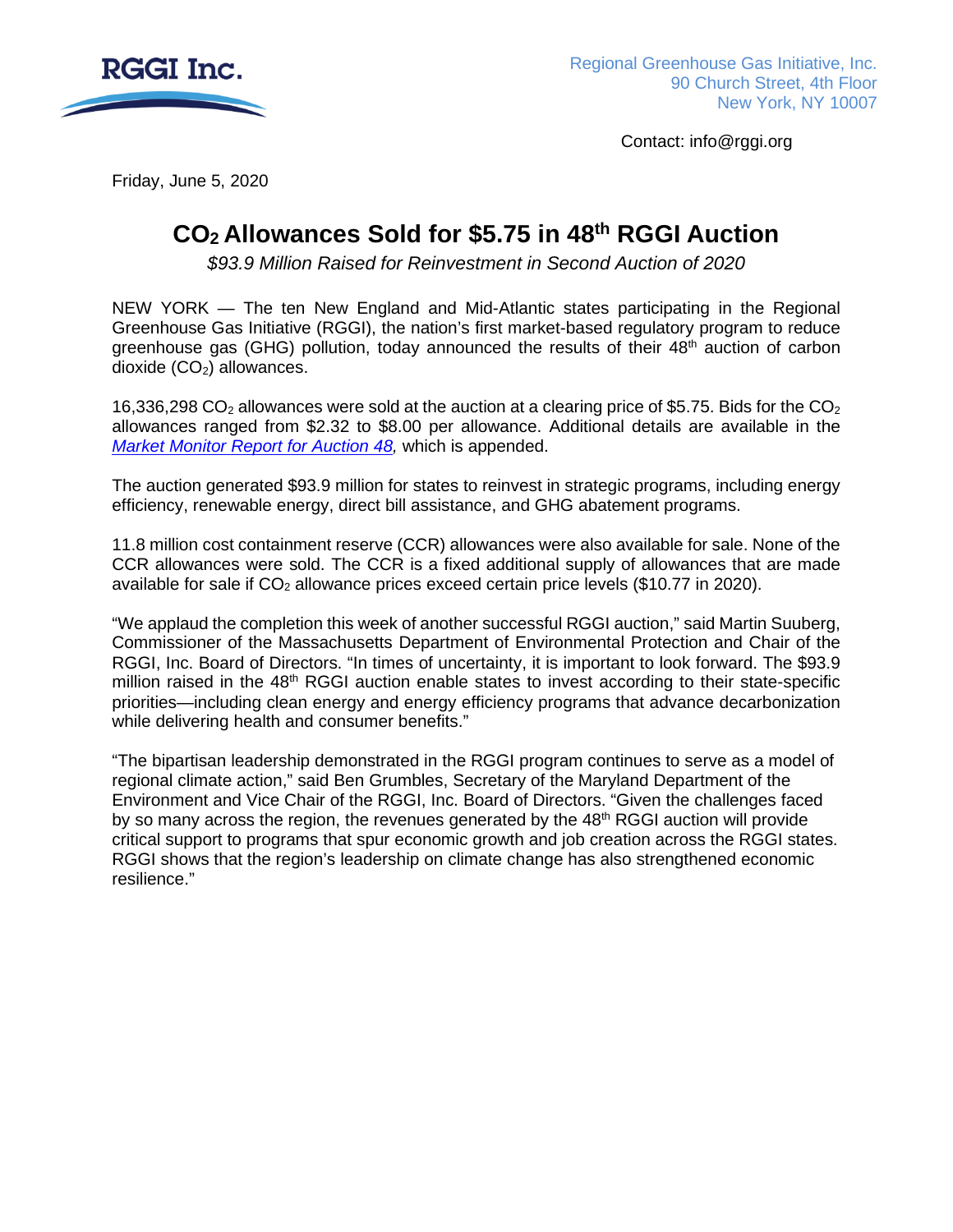RGGI Inc.

Regional Greenhouse Gas Initiative, Inc.
90 Church Street, 4th Floor
New York, NY 10007

Contact: info@rggi.org

Friday, June 5, 2020

# $CO_2$ Allowances Sold for $5.75 in 48th RGGI Auction

*$93.9 Million Raised for Reinvestment in Second Auction of 2020*

NEW YORK — The ten New England and Mid-Atlantic states participating in the Regional Greenhouse Gas Initiative (RGGI), the nation's first market-based regulatory program to reduce greenhouse gas (GHG) pollution, today announced the results of their 48th auction of carbon dioxide ($CO_2$) allowances.

16,336,298 $CO_2$ allowances were sold at the auction at a clearing price of $5.75. Bids for the $CO_2$ allowances ranged from $2.32 to $8.00 per allowance. Additional details are available in the *Market Monitor Report for Auction 48,* which is appended.

The auction generated $93.9 million for states to reinvest in strategic programs, including energy efficiency, renewable energy, direct bill assistance, and GHG abatement programs.

11.8 million cost containment reserve (CCR) allowances were also available for sale. None of the CCR allowances were sold. The CCR is a fixed additional supply of allowances that are made available for sale if $CO_2$ allowance prices exceed certain price levels ($10.77 in 2020).

"We applaud the completion this week of another successful RGGI auction," said Martin Suuberg, Commissioner of the Massachusetts Department of Environmental Protection and Chair of the RGGI, Inc. Board of Directors. "In times of uncertainty, it is important to look forward. The $93.9 million raised in the 48th RGGI auction enable states to invest according to their state-specific priorities—including clean energy and energy efficiency programs that advance decarbonization while delivering health and consumer benefits."

"The bipartisan leadership demonstrated in the RGGI program continues to serve as a model of regional climate action," said Ben Grumbles, Secretary of the Maryland Department of the Environment and Vice Chair of the RGGI, Inc. Board of Directors. "Given the challenges faced by so many across the region, the revenues generated by the 48th RGGI auction will provide critical support to programs that spur economic growth and job creation across the RGGI states. RGGI shows that the region's leadership on climate change has also strengthened economic resilience."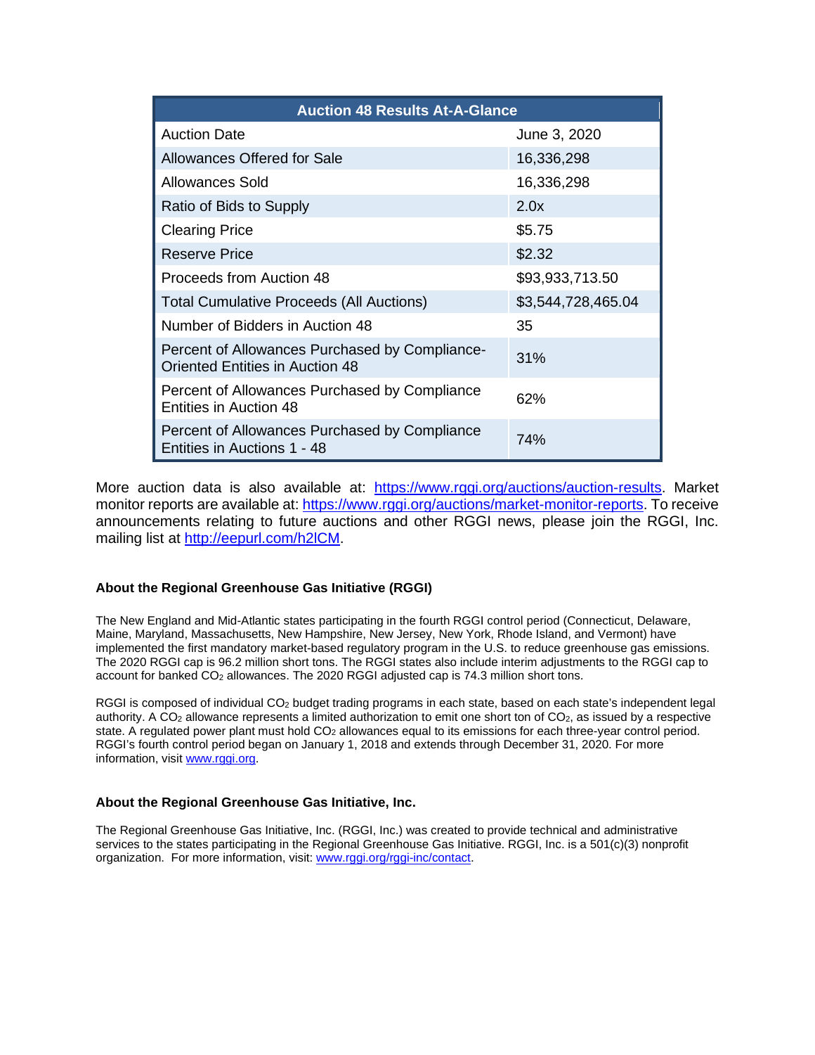| Auction 48 Results At-A-Glance | |
|---|---|
| Auction Date | June 3, 2020 |
| Allowances Offered for Sale | 16,336,298 |
| Allowances Sold | 16,336,298 |
| Ratio of Bids to Supply | 2.0x |
| Clearing Price | $5.75 |
| Reserve Price | $2.32 |
| Proceeds from Auction 48 | $93,933,713.50 |
| Total Cumulative Proceeds (All Auctions) | $3,544,728,465.04 |
| Number of Bidders in Auction 48 | 35 |
| Percent of Allowances Purchased by Compliance-Oriented Entities in Auction 48 | 31% |
| Percent of Allowances Purchased by Compliance Entities in Auction 48 | 62% |
| Percent of Allowances Purchased by Compliance Entities in Auctions 1 - 48 | 74% |

More auction data is also available at: https://www.rggi.org/auctions/auction-results. Market monitor reports are available at: https://www.rggi.org/auctions/market-monitor-reports. To receive announcements relating to future auctions and other RGGI news, please join the RGGI, Inc. mailing list at http://eepurl.com/h2lCM.

**About the Regional Greenhouse Gas Initiative (RGGI)**

The New England and Mid-Atlantic states participating in the fourth RGGI control period (Connecticut, Delaware, Maine, Maryland, Massachusetts, New Hampshire, New Jersey, New York, Rhode Island, and Vermont) have implemented the first mandatory market-based regulatory program in the U.S. to reduce greenhouse gas emissions. The 2020 RGGI cap is 96.2 million short tons. The RGGI states also include interim adjustments to the RGGI cap to account for banked $CO_2$ allowances. The 2020 RGGI adjusted cap is 74.3 million short tons.

RGGI is composed of individual $CO_2$ budget trading programs in each state, based on each state's independent legal authority. A $CO_2$ allowance represents a limited authorization to emit one short ton of $CO_2$, as issued by a respective state. A regulated power plant must hold $CO_2$ allowances equal to its emissions for each three-year control period. RGGI's fourth control period began on January 1, 2018 and extends through December 31, 2020. For more information, visit www.rggi.org.

**About the Regional Greenhouse Gas Initiative, Inc.**

The Regional Greenhouse Gas Initiative, Inc. (RGGI, Inc.) was created to provide technical and administrative services to the states participating in the Regional Greenhouse Gas Initiative. RGGI, Inc. is a 501(c)(3) nonprofit organization. For more information, visit: www.rggi.org/rggi-inc/contact.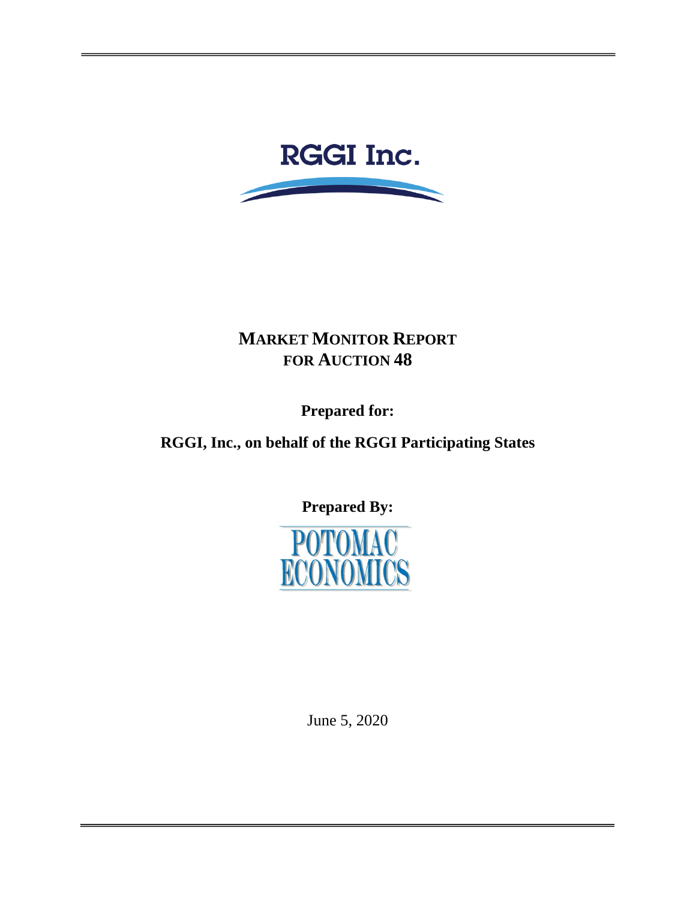RGGI Inc.

# MARKET MONITOR REPORT FOR AUCTION 48

**Prepared for:**

**RGGI, Inc., on behalf of the RGGI Participating States**

**Prepared By:**

POTOMAC ECONOMICS

June 5, 2020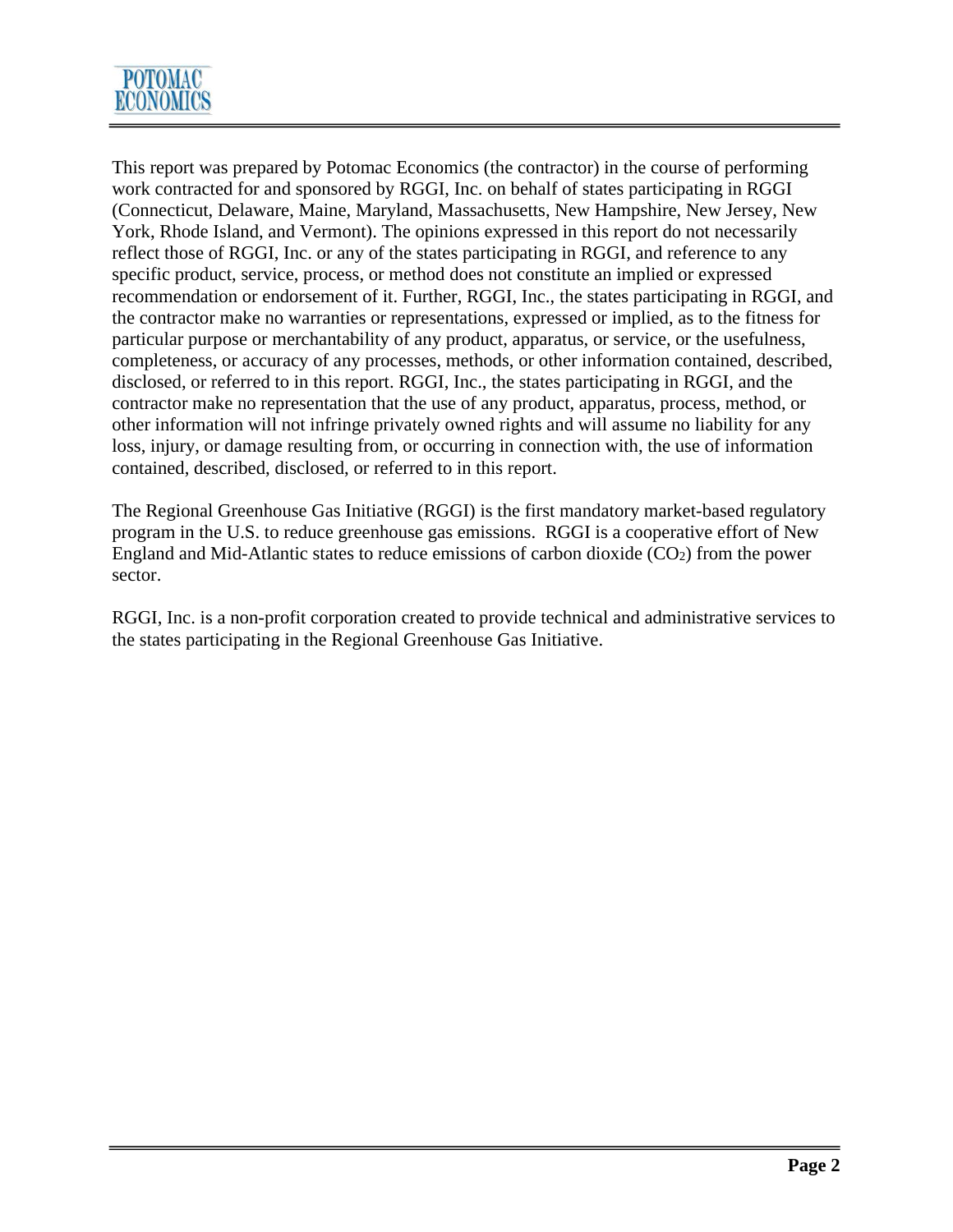This report was prepared by Potomac Economics (the contractor) in the course of performing work contracted for and sponsored by RGGI, Inc. on behalf of states participating in RGGI (Connecticut, Delaware, Maine, Maryland, Massachusetts, New Hampshire, New Jersey, New York, Rhode Island, and Vermont). The opinions expressed in this report do not necessarily reflect those of RGGI, Inc. or any of the states participating in RGGI, and reference to any specific product, service, process, or method does not constitute an implied or expressed recommendation or endorsement of it. Further, RGGI, Inc., the states participating in RGGI, and the contractor make no warranties or representations, expressed or implied, as to the fitness for particular purpose or merchantability of any product, apparatus, or service, or the usefulness, completeness, or accuracy of any processes, methods, or other information contained, described, disclosed, or referred to in this report. RGGI, Inc., the states participating in RGGI, and the contractor make no representation that the use of any product, apparatus, process, method, or other information will not infringe privately owned rights and will assume no liability for any loss, injury, or damage resulting from, or occurring in connection with, the use of information contained, described, disclosed, or referred to in this report.

The Regional Greenhouse Gas Initiative (RGGI) is the first mandatory market-based regulatory program in the U.S. to reduce greenhouse gas emissions. RGGI is a cooperative effort of New England and Mid-Atlantic states to reduce emissions of carbon dioxide ($CO_2$) from the power sector.

RGGI, Inc. is a non-profit corporation created to provide technical and administrative services to the states participating in the Regional Greenhouse Gas Initiative.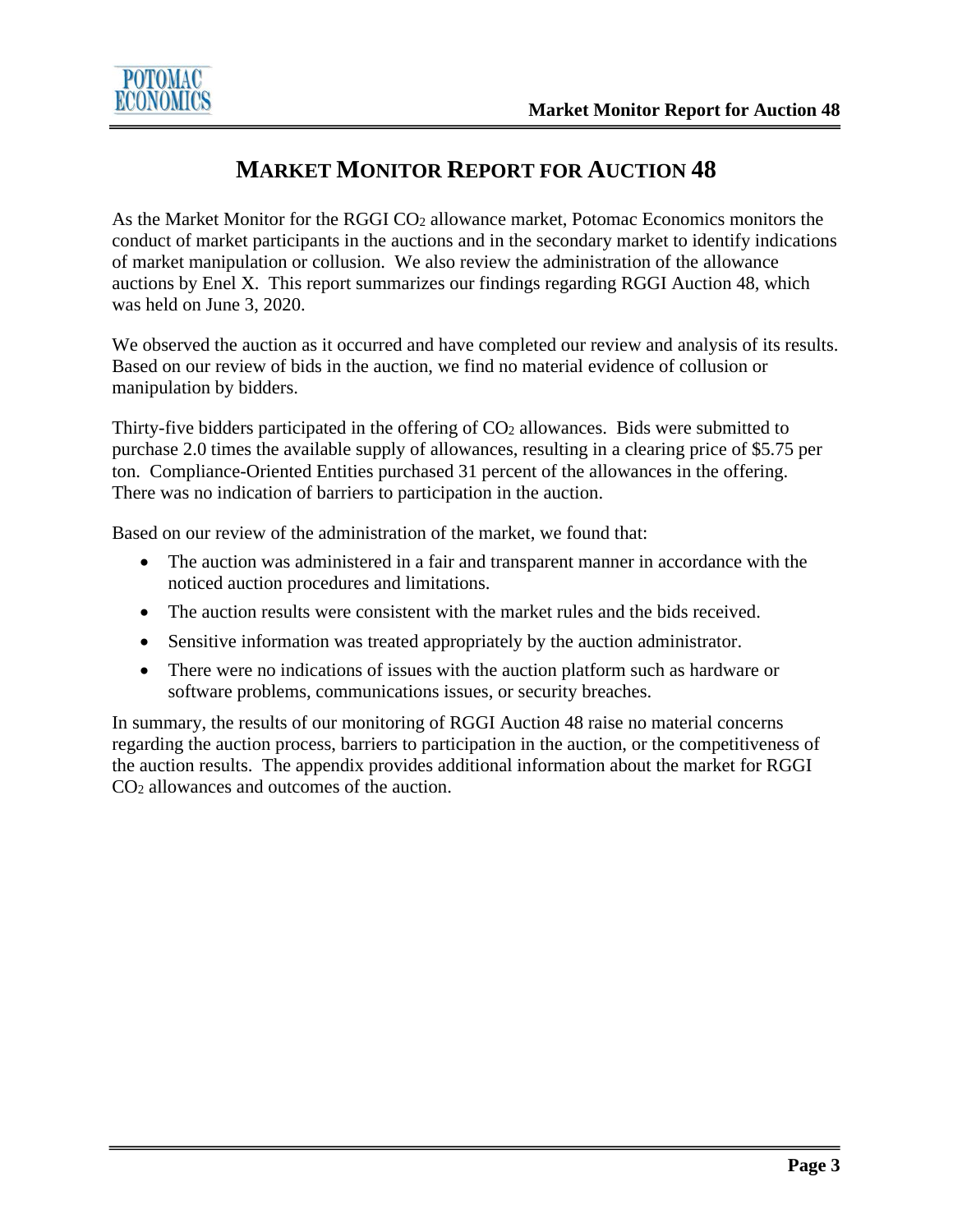# MARKET MONITOR REPORT FOR AUCTION 48

As the Market Monitor for the RGGI $CO_2$ allowance market, Potomac Economics monitors the conduct of market participants in the auctions and in the secondary market to identify indications of market manipulation or collusion. We also review the administration of the allowance auctions by Enel X. This report summarizes our findings regarding RGGI Auction 48, which was held on June 3, 2020.

We observed the auction as it occurred and have completed our review and analysis of its results. Based on our review of bids in the auction, we find no material evidence of collusion or manipulation by bidders.

Thirty-five bidders participated in the offering of $CO_2$ allowances. Bids were submitted to purchase 2.0 times the available supply of allowances, resulting in a clearing price of $5.75 per ton. Compliance-Oriented Entities purchased 31 percent of the allowances in the offering. There was no indication of barriers to participation in the auction.

Based on our review of the administration of the market, we found that:

- The auction was administered in a fair and transparent manner in accordance with the noticed auction procedures and limitations.
- The auction results were consistent with the market rules and the bids received.
- Sensitive information was treated appropriately by the auction administrator.
- There were no indications of issues with the auction platform such as hardware or software problems, communications issues, or security breaches.

In summary, the results of our monitoring of RGGI Auction 48 raise no material concerns regarding the auction process, barriers to participation in the auction, or the competitiveness of the auction results. The appendix provides additional information about the market for RGGI $CO_2$ allowances and outcomes of the auction.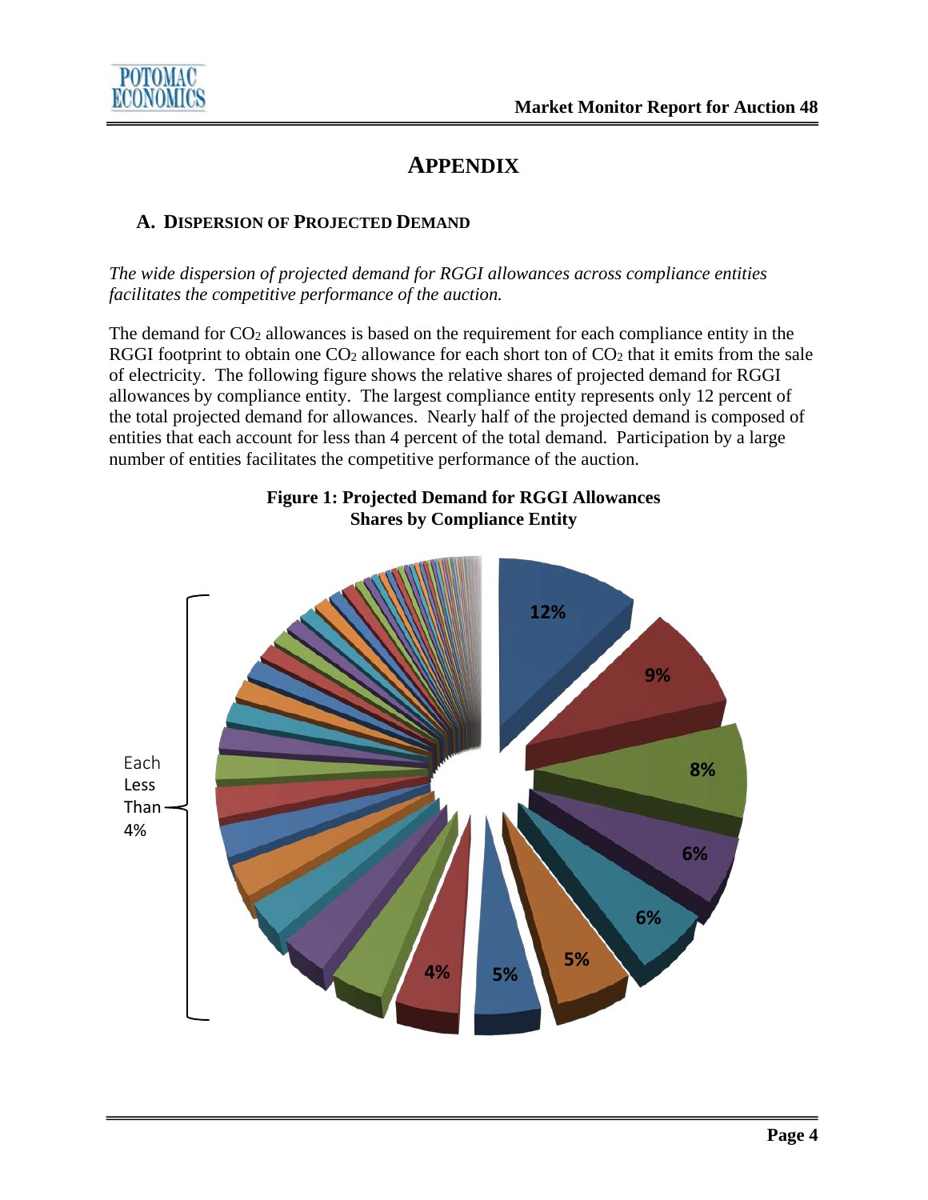# APPENDIX

## A. Dispersion of Projected Demand

*The wide dispersion of projected demand for RGGI allowances across compliance entities facilitates the competitive performance of the auction.*

The demand for $CO_2$ allowances is based on the requirement for each compliance entity in the RGGI footprint to obtain one $CO_2$ allowance for each short ton of $CO_2$ that it emits from the sale of electricity. The following figure shows the relative shares of projected demand for RGGI allowances by compliance entity. The largest compliance entity represents only 12 percent of the total projected demand for allowances. Nearly half of the projected demand is composed of entities that each account for less than 4 percent of the total demand. Participation by a large number of entities facilitates the competitive performance of the auction.

**Figure 1: Projected Demand for RGGI Allowances**
**Shares by Compliance Entity**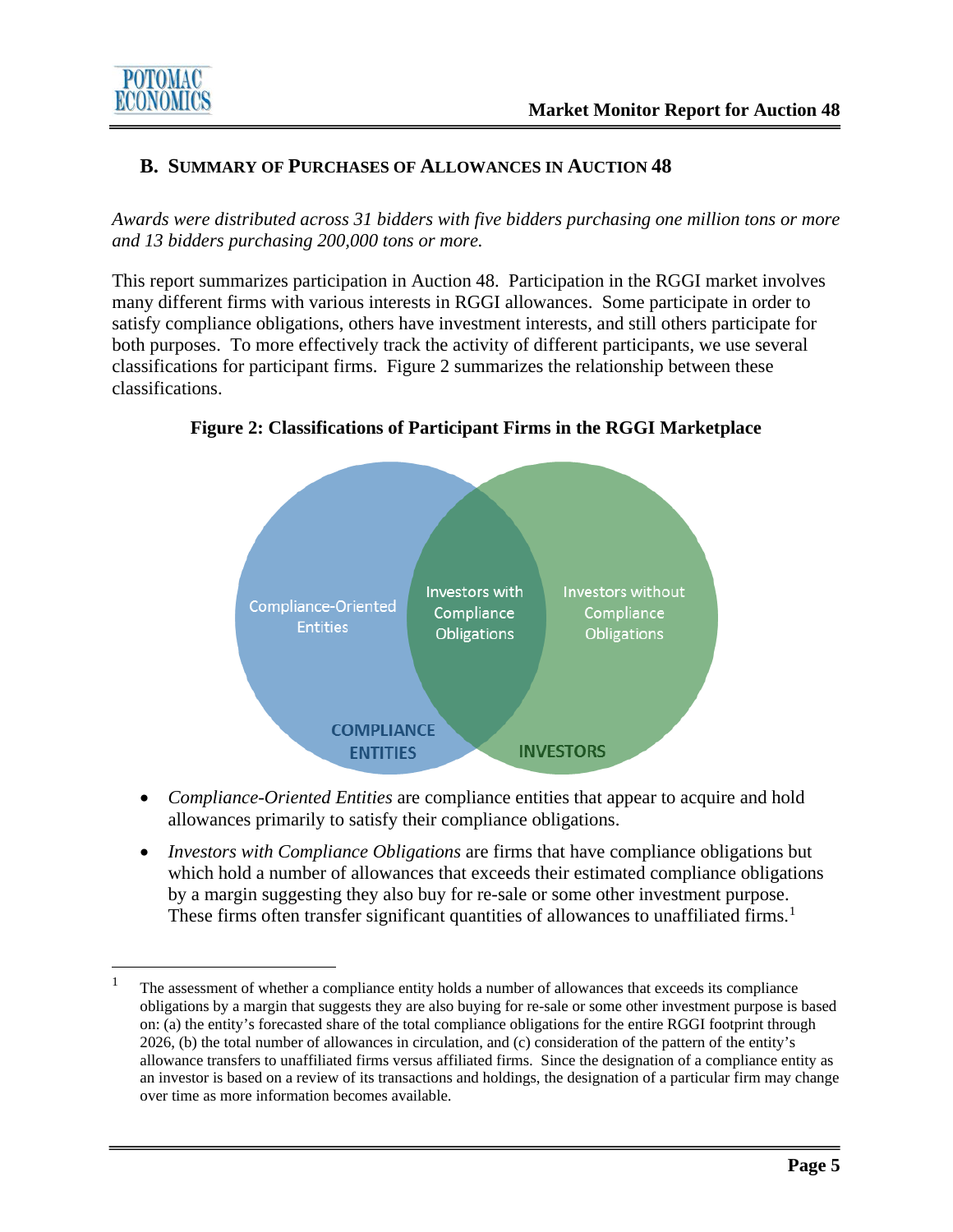## B. Summary of Purchases of Allowances in Auction 48

*Awards were distributed across 31 bidders with five bidders purchasing one million tons or more and 13 bidders purchasing 200,000 tons or more.*

This report summarizes participation in Auction 48. Participation in the RGGI market involves many different firms with various interests in RGGI allowances. Some participate in order to satisfy compliance obligations, others have investment interests, and still others participate for both purposes. To more effectively track the activity of different participants, we use several classifications for participant firms. Figure 2 summarizes the relationship between these classifications.

**Figure 2: Classifications of Participant Firms in the RGGI Marketplace**

Compliance-Oriented Entities | Investors with Compliance Obligations | Investors without Compliance Obligations

COMPLIANCE ENTITIES | INVESTORS

- *Compliance-Oriented Entities* are compliance entities that appear to acquire and hold allowances primarily to satisfy their compliance obligations.
- *Investors with Compliance Obligations* are firms that have compliance obligations but which hold a number of allowances that exceeds their estimated compliance obligations by a margin suggesting they also buy for re-sale or some other investment purpose. These firms often transfer significant quantities of allowances to unaffiliated firms.[1]

[1] The assessment of whether a compliance entity holds a number of allowances that exceeds its compliance obligations by a margin that suggests they are also buying for re-sale or some other investment purpose is based on: (a) the entity's forecasted share of the total compliance obligations for the entire RGGI footprint through 2026, (b) the total number of allowances in circulation, and (c) consideration of the pattern of the entity's allowance transfers to unaffiliated firms versus affiliated firms. Since the designation of a compliance entity as an investor is based on a review of its transactions and holdings, the designation of a particular firm may change over time as more information becomes available.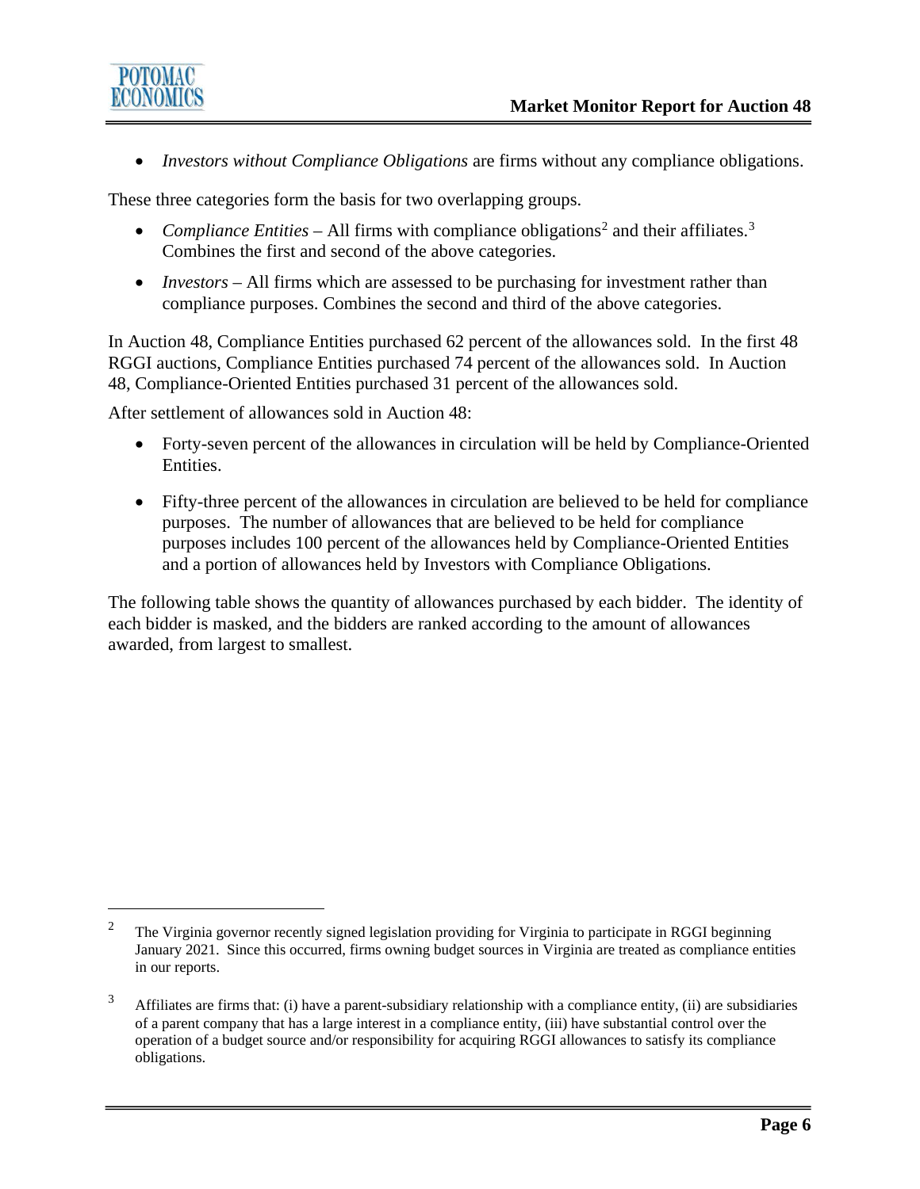- *Investors without Compliance Obligations* are firms without any compliance obligations.

These three categories form the basis for two overlapping groups.

- *Compliance Entities* – All firms with compliance obligations[2] and their affiliates.[3] Combines the first and second of the above categories.
- *Investors* – All firms which are assessed to be purchasing for investment rather than compliance purposes. Combines the second and third of the above categories.

In Auction 48, Compliance Entities purchased 62 percent of the allowances sold. In the first 48 RGGI auctions, Compliance Entities purchased 74 percent of the allowances sold. In Auction 48, Compliance-Oriented Entities purchased 31 percent of the allowances sold.

After settlement of allowances sold in Auction 48:

- Forty-seven percent of the allowances in circulation will be held by Compliance-Oriented Entities.
- Fifty-three percent of the allowances in circulation are believed to be held for compliance purposes. The number of allowances that are believed to be held for compliance purposes includes 100 percent of the allowances held by Compliance-Oriented Entities and a portion of allowances held by Investors with Compliance Obligations.

The following table shows the quantity of allowances purchased by each bidder. The identity of each bidder is masked, and the bidders are ranked according to the amount of allowances awarded, from largest to smallest.

---

[2] The Virginia governor recently signed legislation providing for Virginia to participate in RGGI beginning January 2021. Since this occurred, firms owning budget sources in Virginia are treated as compliance entities in our reports.

[3] Affiliates are firms that: (i) have a parent-subsidiary relationship with a compliance entity, (ii) are subsidiaries of a parent company that has a large interest in a compliance entity, (iii) have substantial control over the operation of a budget source and/or responsibility for acquiring RGGI allowances to satisfy its compliance obligations.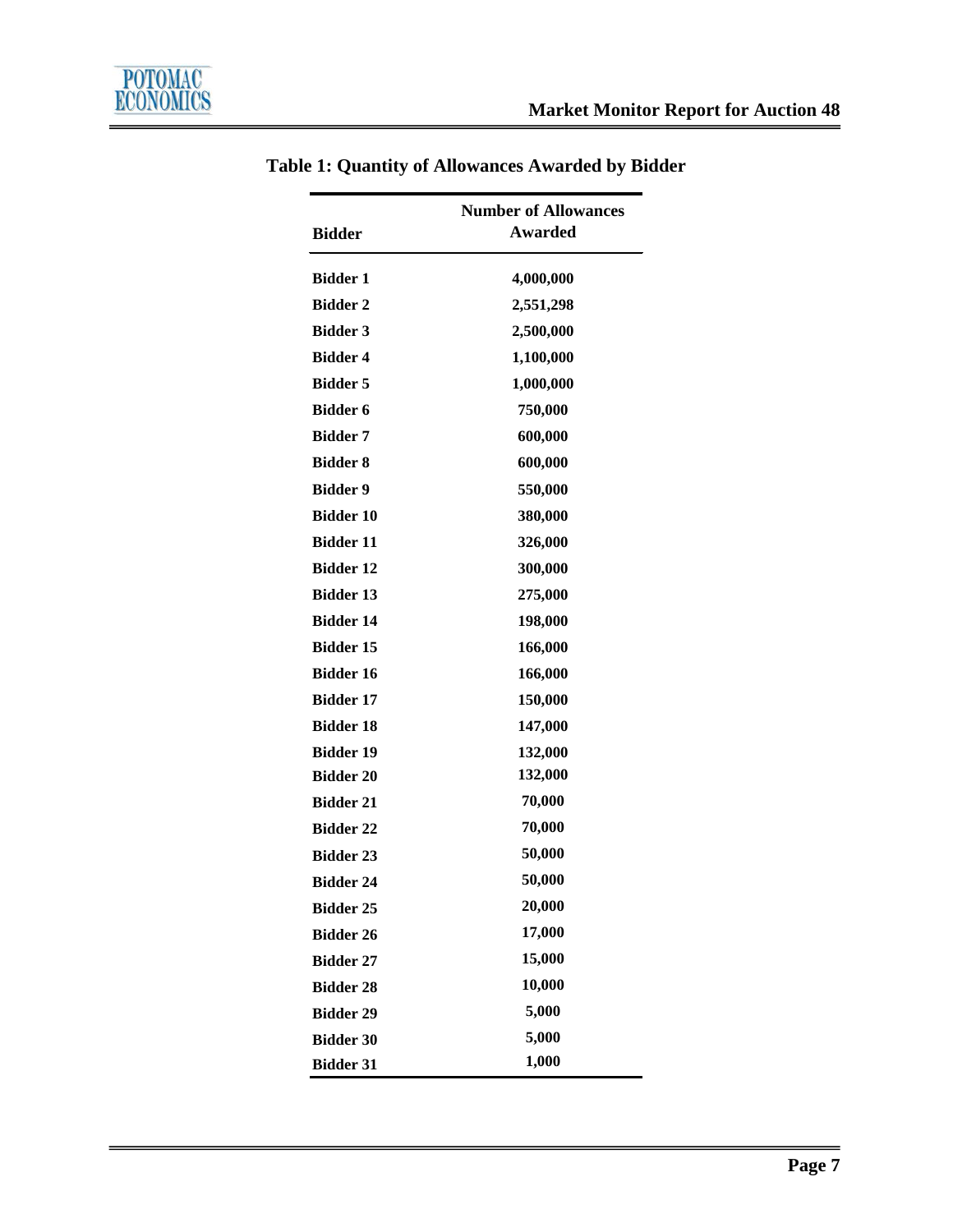**Table 1: Quantity of Allowances Awarded by Bidder**

| Bidder | Number of Allowances Awarded |
|---|---|
| Bidder 1 | 4,000,000 |
| Bidder 2 | 2,551,298 |
| Bidder 3 | 2,500,000 |
| Bidder 4 | 1,100,000 |
| Bidder 5 | 1,000,000 |
| Bidder 6 | 750,000 |
| Bidder 7 | 600,000 |
| Bidder 8 | 600,000 |
| Bidder 9 | 550,000 |
| Bidder 10 | 380,000 |
| Bidder 11 | 326,000 |
| Bidder 12 | 300,000 |
| Bidder 13 | 275,000 |
| Bidder 14 | 198,000 |
| Bidder 15 | 166,000 |
| Bidder 16 | 166,000 |
| Bidder 17 | 150,000 |
| Bidder 18 | 147,000 |
| Bidder 19 | 132,000 |
| Bidder 20 | 132,000 |
| Bidder 21 | 70,000 |
| Bidder 22 | 70,000 |
| Bidder 23 | 50,000 |
| Bidder 24 | 50,000 |
| Bidder 25 | 20,000 |
| Bidder 26 | 17,000 |
| Bidder 27 | 15,000 |
| Bidder 28 | 10,000 |
| Bidder 29 | 5,000 |
| Bidder 30 | 5,000 |
| Bidder 31 | 1,000 |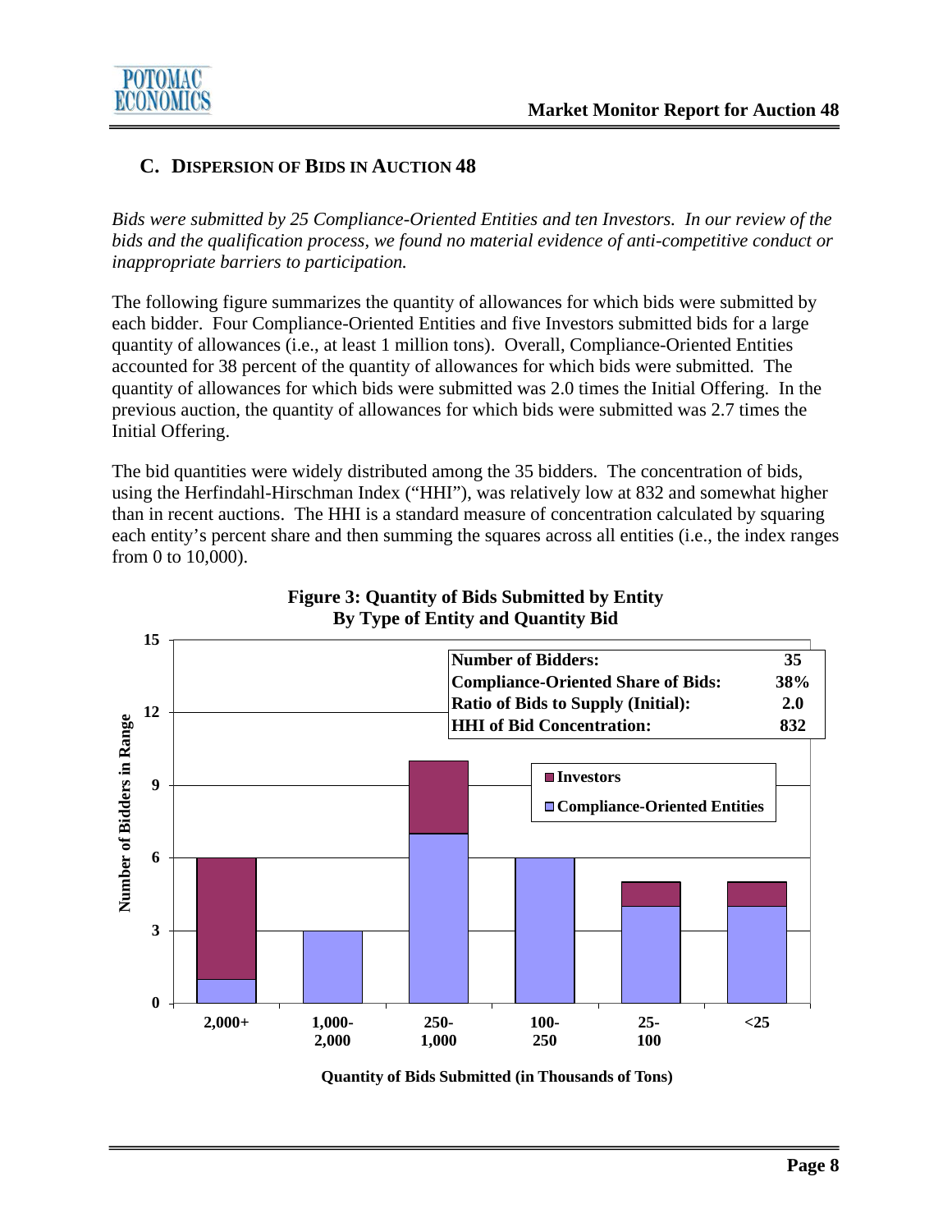## C. DISPERSION OF BIDS IN AUCTION 48

*Bids were submitted by 25 Compliance-Oriented Entities and ten Investors. In our review of the bids and the qualification process, we found no material evidence of anti-competitive conduct or inappropriate barriers to participation.*

The following figure summarizes the quantity of allowances for which bids were submitted by each bidder. Four Compliance-Oriented Entities and five Investors submitted bids for a large quantity of allowances (i.e., at least 1 million tons). Overall, Compliance-Oriented Entities accounted for 38 percent of the quantity of allowances for which bids were submitted. The quantity of allowances for which bids were submitted was 2.0 times the Initial Offering. In the previous auction, the quantity of allowances for which bids were submitted was 2.7 times the Initial Offering.

The bid quantities were widely distributed among the 35 bidders. The concentration of bids, using the Herfindahl-Hirschman Index ("HHI"), was relatively low at 832 and somewhat higher than in recent auctions. The HHI is a standard measure of concentration calculated by squaring each entity's percent share and then summing the squares across all entities (i.e., the index ranges from 0 to 10,000).

**Figure 3: Quantity of Bids Submitted by Entity By Type of Entity and Quantity Bid**

| Quantity of Bids Submitted (in Thousands of Tons) | Compliance-Oriented Entities | Investors |
|---|---|---|
| 2,000+ | 1 | 5 |
| 1,000-2,000 | 3 | 0 |
| 250-1,000 | 7 | 3 |
| 100-250 | 6 | 0 |
| 25-100 | 4 | 1 |
| <25 | 4 | 1 |

| | |
|---|---|
| Number of Bidders: | 35 |
| Compliance-Oriented Share of Bids: | 38% |
| Ratio of Bids to Supply (Initial): | 2.0 |
| HHI of Bid Concentration: | 832 |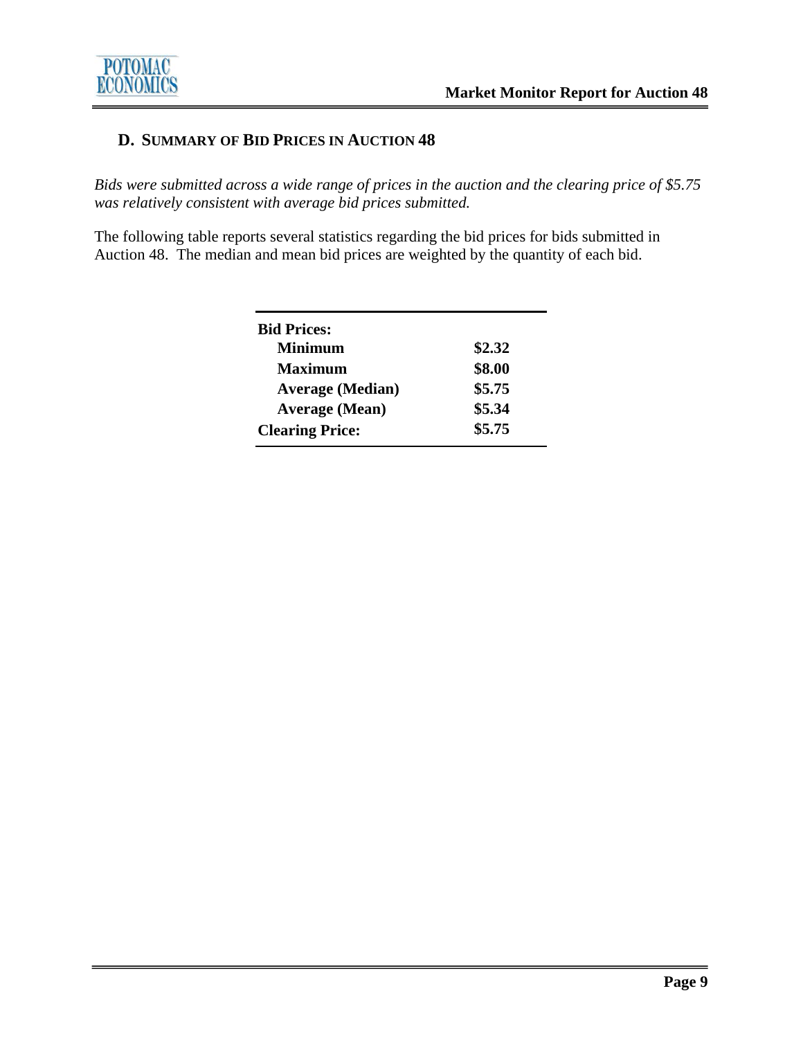## D. Summary of Bid Prices in Auction 48

*Bids were submitted across a wide range of prices in the auction and the clearing price of $5.75 was relatively consistent with average bid prices submitted.*

The following table reports several statistics regarding the bid prices for bids submitted in Auction 48. The median and mean bid prices are weighted by the quantity of each bid.

| | |
|---|---|
| **Bid Prices:** | |
| **Minimum** | **$2.32** |
| **Maximum** | **$8.00** |
| **Average (Median)** | **$5.75** |
| **Average (Mean)** | **$5.34** |
| **Clearing Price:** | **$5.75** |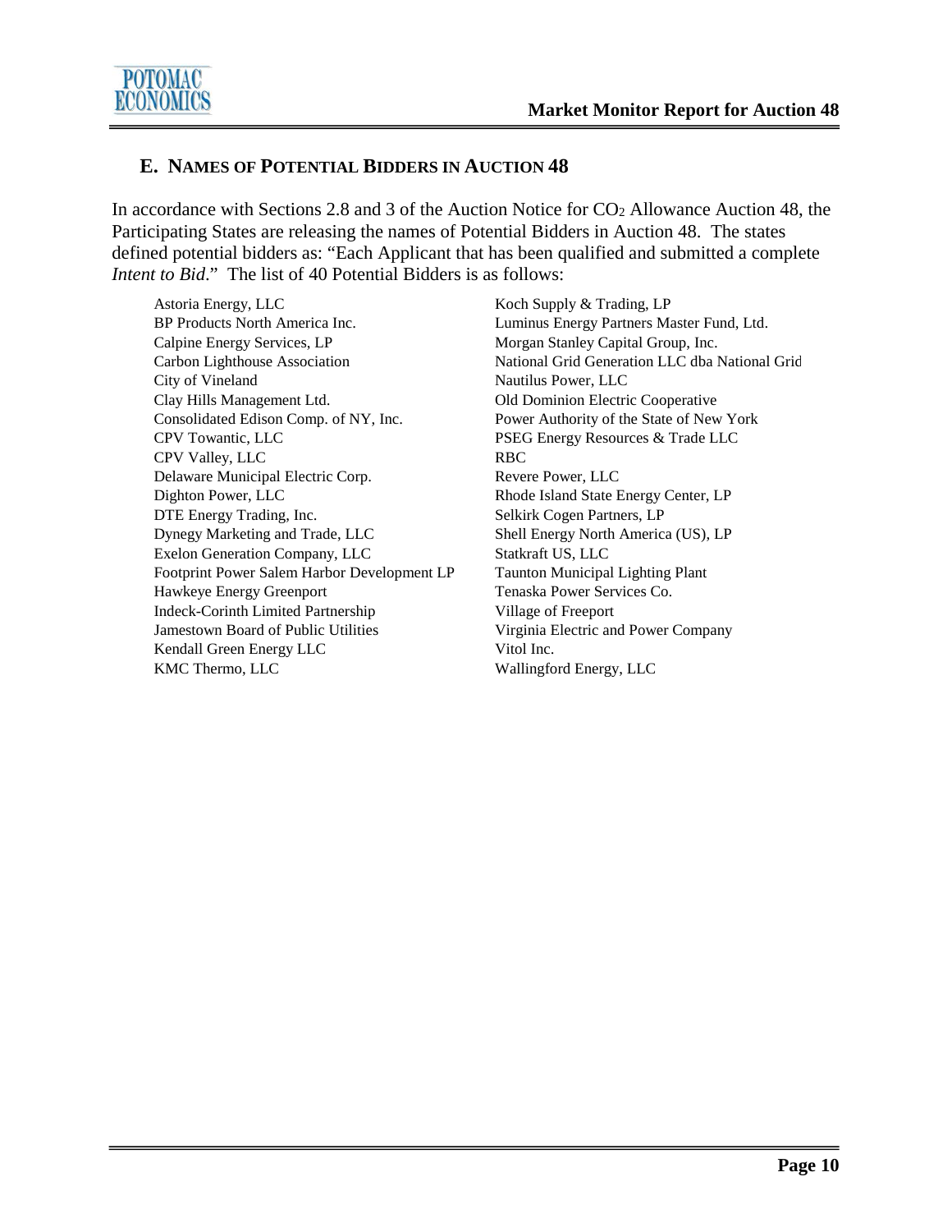## E. NAMES OF POTENTIAL BIDDERS IN AUCTION 48

In accordance with Sections 2.8 and 3 of the Auction Notice for $CO_2$ Allowance Auction 48, the Participating States are releasing the names of Potential Bidders in Auction 48. The states defined potential bidders as: "Each Applicant that has been qualified and submitted a complete *Intent to Bid*." The list of 40 Potential Bidders is as follows:

- Astoria Energy, LLC
- BP Products North America Inc.
- Calpine Energy Services, LP
- Carbon Lighthouse Association
- City of Vineland
- Clay Hills Management Ltd.
- Consolidated Edison Comp. of NY, Inc.
- CPV Towantic, LLC
- CPV Valley, LLC
- Delaware Municipal Electric Corp.
- Dighton Power, LLC
- DTE Energy Trading, Inc.
- Dynegy Marketing and Trade, LLC
- Exelon Generation Company, LLC
- Footprint Power Salem Harbor Development LP
- Hawkeye Energy Greenport
- Indeck-Corinth Limited Partnership
- Jamestown Board of Public Utilities
- Kendall Green Energy LLC
- KMC Thermo, LLC
- Koch Supply & Trading, LP
- Luminus Energy Partners Master Fund, Ltd.
- Morgan Stanley Capital Group, Inc.
- National Grid Generation LLC dba National Grid
- Nautilus Power, LLC
- Old Dominion Electric Cooperative
- Power Authority of the State of New York
- PSEG Energy Resources & Trade LLC
- RBC
- Revere Power, LLC
- Rhode Island State Energy Center, LP
- Selkirk Cogen Partners, LP
- Shell Energy North America (US), LP
- Statkraft US, LLC
- Taunton Municipal Lighting Plant
- Tenaska Power Services Co.
- Village of Freeport
- Virginia Electric and Power Company
- Vitol Inc.
- Wallingford Energy, LLC